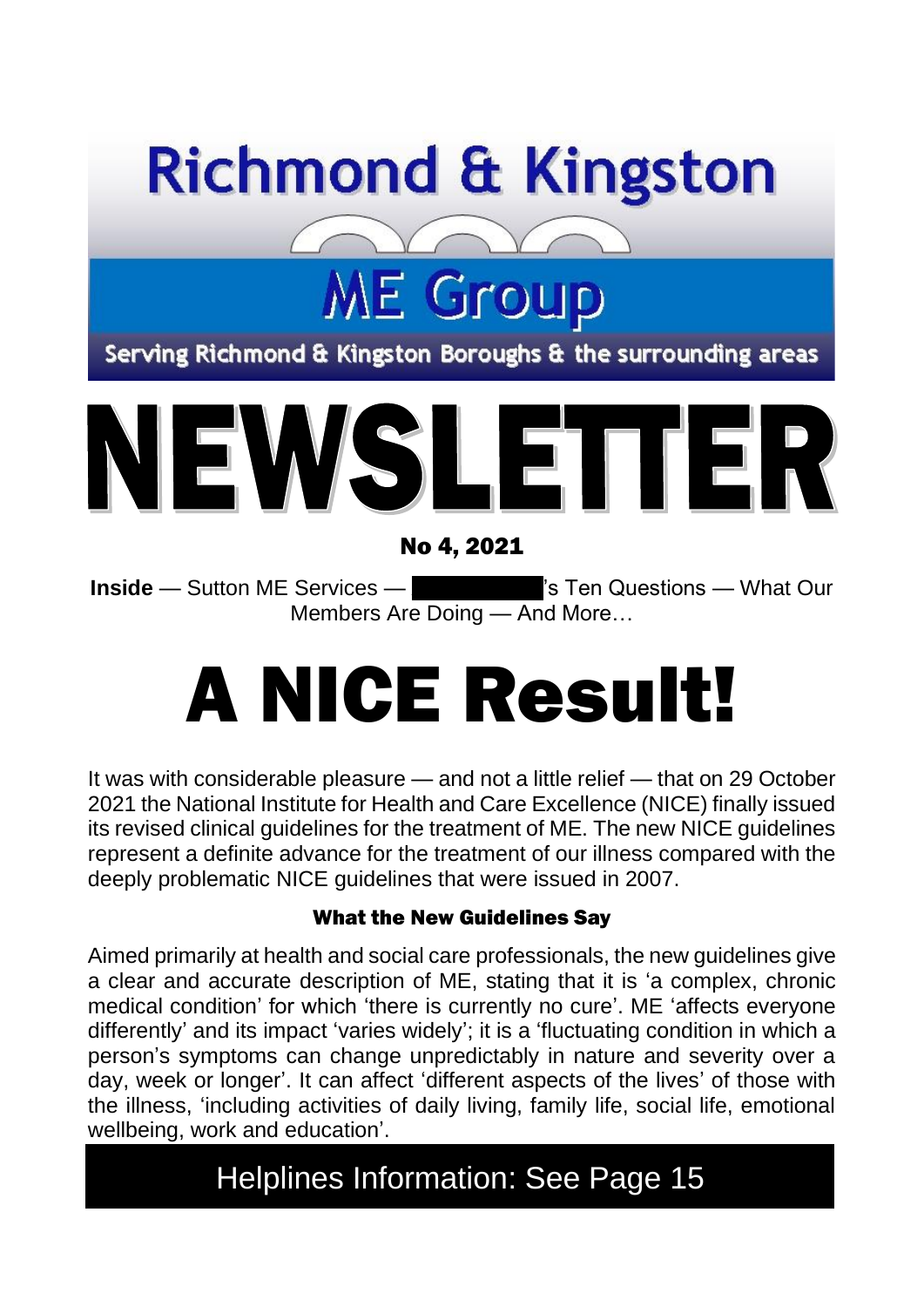# Richmond & Kingston ME Group

Serving Richmond & Kingston Boroughs & the surrounding areas

# NEWSLETTER

**No 4, 2021**

**Inside** — Sutton ME Services — ██████████'s Ten Questions — What Our Members Are Doing — And More…

# A NICE Result!

It was with considerable pleasure — and not a little relief — that on 29 October 2021 the National Institute for Health and Care Excellence (NICE) finally issued its revised clinical guidelines for the treatment of ME. The new NICE guidelines represent a definite advance for the treatment of our illness compared with the deeply problematic NICE guidelines that were issued in 2007.

### What the New Guidelines Say

Aimed primarily at health and social care professionals, the new guidelines give a clear and accurate description of ME, stating that it is 'a complex, chronic medical condition' for which 'there is currently no cure'. ME 'affects everyone differently' and its impact 'varies widely'; it is a 'fluctuating condition in which a person's symptoms can change unpredictably in nature and severity over a day, week or longer'. It can affect 'different aspects of the lives' of those with the illness, 'including activities of daily living, family life, social life, emotional wellbeing, work and education'.

Helplines Information: See Page 15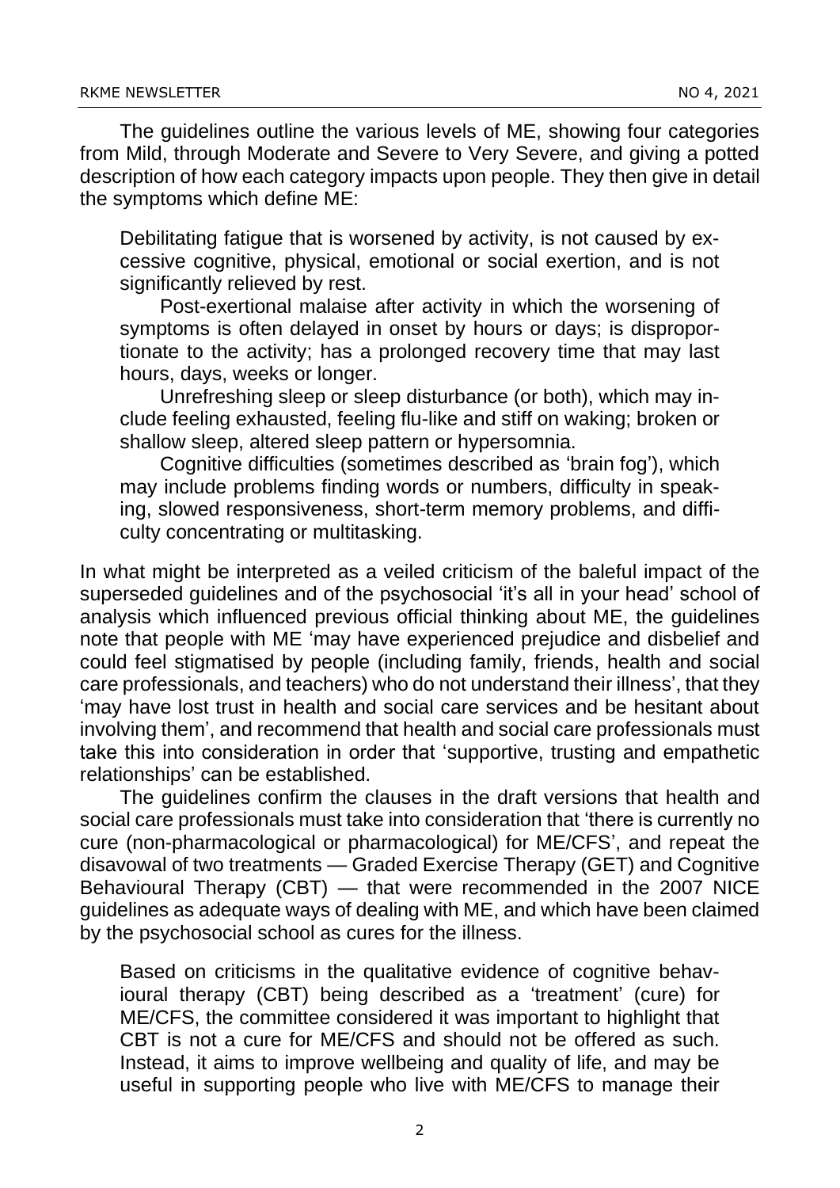The guidelines outline the various levels of ME, showing four categories from Mild, through Moderate and Severe to Very Severe, and giving a potted description of how each category impacts upon people. They then give in detail the symptoms which define ME:

> Debilitating fatigue that is worsened by activity, is not caused by excessive cognitive, physical, emotional or social exertion, and is not significantly relieved by rest.
>
> Post-exertional malaise after activity in which the worsening of symptoms is often delayed in onset by hours or days; is disproportionate to the activity; has a prolonged recovery time that may last hours, days, weeks or longer.
>
> Unrefreshing sleep or sleep disturbance (or both), which may include feeling exhausted, feeling flu-like and stiff on waking; broken or shallow sleep, altered sleep pattern or hypersomnia.
>
> Cognitive difficulties (sometimes described as 'brain fog'), which may include problems finding words or numbers, difficulty in speaking, slowed responsiveness, short-term memory problems, and difficulty concentrating or multitasking.

In what might be interpreted as a veiled criticism of the baleful impact of the superseded guidelines and of the psychosocial 'it's all in your head' school of analysis which influenced previous official thinking about ME, the guidelines note that people with ME 'may have experienced prejudice and disbelief and could feel stigmatised by people (including family, friends, health and social care professionals, and teachers) who do not understand their illness', that they 'may have lost trust in health and social care services and be hesitant about involving them', and recommend that health and social care professionals must take this into consideration in order that 'supportive, trusting and empathetic relationships' can be established.

The guidelines confirm the clauses in the draft versions that health and social care professionals must take into consideration that 'there is currently no cure (non-pharmacological or pharmacological) for ME/CFS', and repeat the disavowal of two treatments — Graded Exercise Therapy (GET) and Cognitive Behavioural Therapy (CBT) — that were recommended in the 2007 NICE guidelines as adequate ways of dealing with ME, and which have been claimed by the psychosocial school as cures for the illness.

> Based on criticisms in the qualitative evidence of cognitive behavioural therapy (CBT) being described as a 'treatment' (cure) for ME/CFS, the committee considered it was important to highlight that CBT is not a cure for ME/CFS and should not be offered as such. Instead, it aims to improve wellbeing and quality of life, and may be useful in supporting people who live with ME/CFS to manage their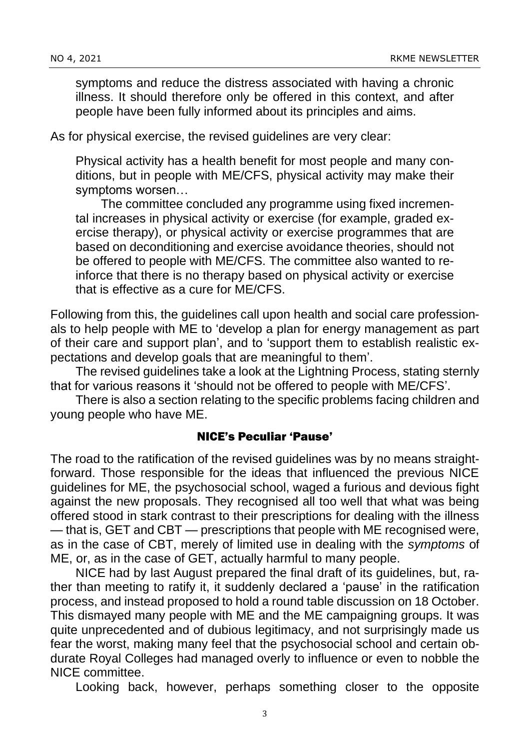symptoms and reduce the distress associated with having a chronic illness. It should therefore only be offered in this context, and after people have been fully informed about its principles and aims.

As for physical exercise, the revised guidelines are very clear:

> Physical activity has a health benefit for most people and many conditions, but in people with ME/CFS, physical activity may make their symptoms worsen…
>
> The committee concluded any programme using fixed incremental increases in physical activity or exercise (for example, graded exercise therapy), or physical activity or exercise programmes that are based on deconditioning and exercise avoidance theories, should not be offered to people with ME/CFS. The committee also wanted to reinforce that there is no therapy based on physical activity or exercise that is effective as a cure for ME/CFS.

Following from this, the guidelines call upon health and social care professionals to help people with ME to 'develop a plan for energy management as part of their care and support plan', and to 'support them to establish realistic expectations and develop goals that are meaningful to them'.

The revised guidelines take a look at the Lightning Process, stating sternly that for various reasons it 'should not be offered to people with ME/CFS'.

There is also a section relating to the specific problems facing children and young people who have ME.

### NICE's Peculiar 'Pause'

The road to the ratification of the revised guidelines was by no means straightforward. Those responsible for the ideas that influenced the previous NICE guidelines for ME, the psychosocial school, waged a furious and devious fight against the new proposals. They recognised all too well that what was being offered stood in stark contrast to their prescriptions for dealing with the illness — that is, GET and CBT — prescriptions that people with ME recognised were, as in the case of CBT, merely of limited use in dealing with the *symptoms* of ME, or, as in the case of GET, actually harmful to many people.

NICE had by last August prepared the final draft of its guidelines, but, rather than meeting to ratify it, it suddenly declared a 'pause' in the ratification process, and instead proposed to hold a round table discussion on 18 October. This dismayed many people with ME and the ME campaigning groups. It was quite unprecedented and of dubious legitimacy, and not surprisingly made us fear the worst, making many feel that the psychosocial school and certain obdurate Royal Colleges had managed overly to influence or even to nobble the NICE committee.

Looking back, however, perhaps something closer to the opposite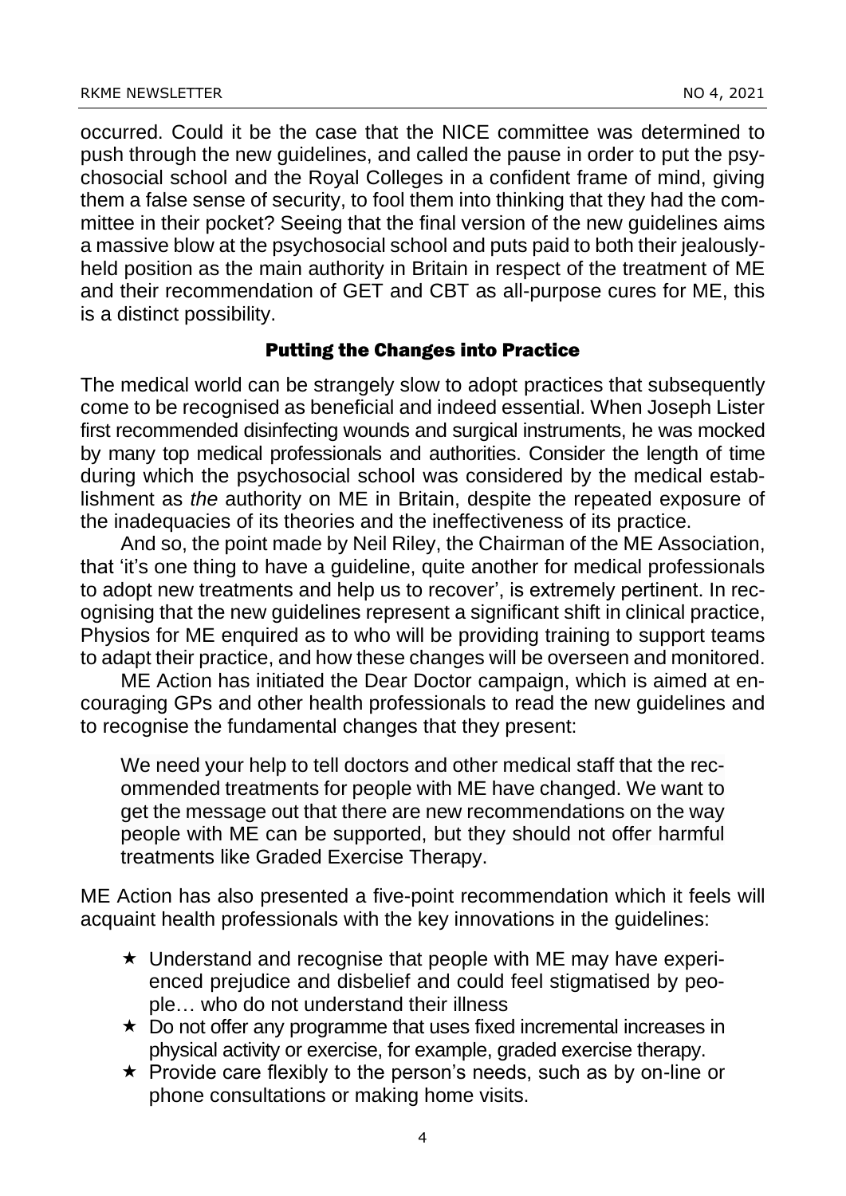occurred. Could it be the case that the NICE committee was determined to push through the new guidelines, and called the pause in order to put the psychosocial school and the Royal Colleges in a confident frame of mind, giving them a false sense of security, to fool them into thinking that they had the committee in their pocket? Seeing that the final version of the new guidelines aims a massive blow at the psychosocial school and puts paid to both their jealously-held position as the main authority in Britain in respect of the treatment of ME and their recommendation of GET and CBT as all-purpose cures for ME, this is a distinct possibility.

## Putting the Changes into Practice

The medical world can be strangely slow to adopt practices that subsequently come to be recognised as beneficial and indeed essential. When Joseph Lister first recommended disinfecting wounds and surgical instruments, he was mocked by many top medical professionals and authorities. Consider the length of time during which the psychosocial school was considered by the medical establishment as *the* authority on ME in Britain, despite the repeated exposure of the inadequacies of its theories and the ineffectiveness of its practice.

And so, the point made by Neil Riley, the Chairman of the ME Association, that 'it's one thing to have a guideline, quite another for medical professionals to adopt new treatments and help us to recover', is extremely pertinent. In recognising that the new guidelines represent a significant shift in clinical practice, Physios for ME enquired as to who will be providing training to support teams to adapt their practice, and how these changes will be overseen and monitored.

ME Action has initiated the Dear Doctor campaign, which is aimed at encouraging GPs and other health professionals to read the new guidelines and to recognise the fundamental changes that they present:

> We need your help to tell doctors and other medical staff that the recommended treatments for people with ME have changed. We want to get the message out that there are new recommendations on the way people with ME can be supported, but they should not offer harmful treatments like Graded Exercise Therapy.

ME Action has also presented a five-point recommendation which it feels will acquaint health professionals with the key innovations in the guidelines:

- ★ Understand and recognise that people with ME may have experienced prejudice and disbelief and could feel stigmatised by people… who do not understand their illness
- ★ Do not offer any programme that uses fixed incremental increases in physical activity or exercise, for example, graded exercise therapy.
- ★ Provide care flexibly to the person's needs, such as by on-line or phone consultations or making home visits.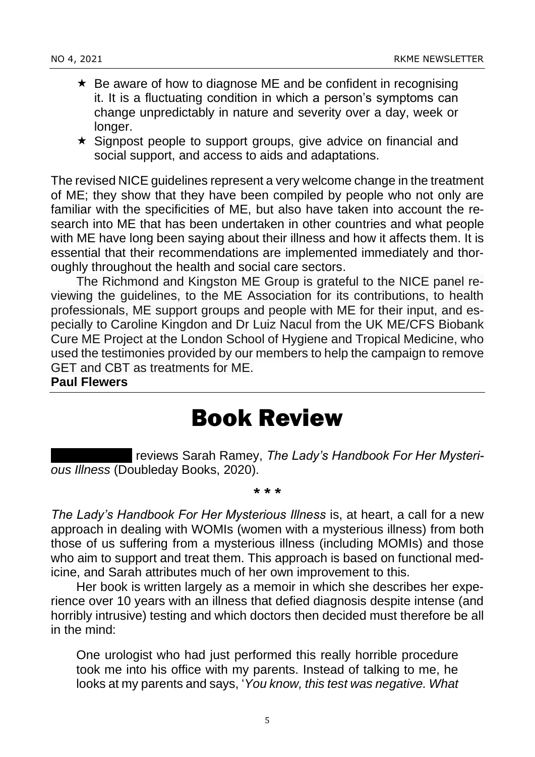- ★ Be aware of how to diagnose ME and be confident in recognising it. It is a fluctuating condition in which a person's symptoms can change unpredictably in nature and severity over a day, week or longer.
- ★ Signpost people to support groups, give advice on financial and social support, and access to aids and adaptations.

The revised NICE guidelines represent a very welcome change in the treatment of ME; they show that they have been compiled by people who not only are familiar with the specificities of ME, but also have taken into account the research into ME that has been undertaken in other countries and what people with ME have long been saying about their illness and how it affects them. It is essential that their recommendations are implemented immediately and thoroughly throughout the health and social care sectors.

The Richmond and Kingston ME Group is grateful to the NICE panel reviewing the guidelines, to the ME Association for its contributions, to health professionals, ME support groups and people with ME for their input, and especially to Caroline Kingdon and Dr Luiz Nacul from the UK ME/CFS Biobank Cure ME Project at the London School of Hygiene and Tropical Medicine, who used the testimonies provided by our members to help the campaign to remove GET and CBT as treatments for ME.

**Paul Flewers**

---

# Book Review

[redacted] reviews Sarah Ramey, *The Lady's Handbook For Her Mysterious Illness* (Doubleday Books, 2020).

\* \* \*

*The Lady's Handbook For Her Mysterious Illness* is, at heart, a call for a new approach in dealing with WOMIs (women with a mysterious illness) from both those of us suffering from a mysterious illness (including MOMIs) and those who aim to support and treat them. This approach is based on functional medicine, and Sarah attributes much of her own improvement to this.

Her book is written largely as a memoir in which she describes her experience over 10 years with an illness that defied diagnosis despite intense (and horribly intrusive) testing and which doctors then decided must therefore be all in the mind:

> One urologist who had just performed this really horrible procedure took me into his office with my parents. Instead of talking to me, he looks at my parents and says, '*You know, this test was negative. What*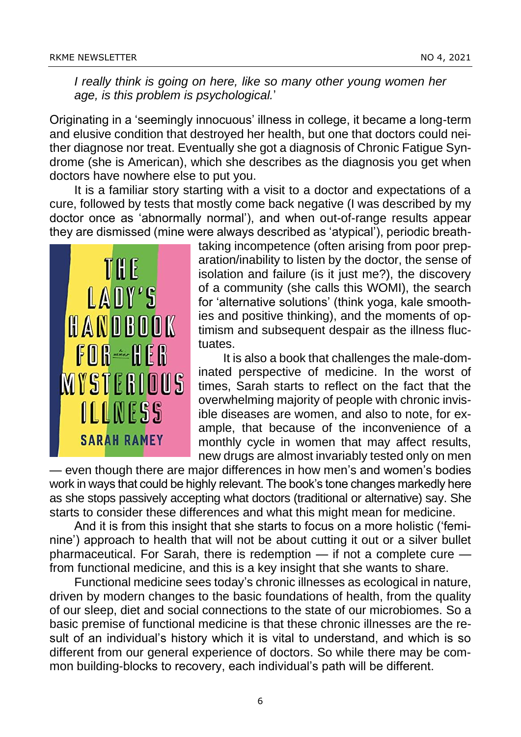*I really think is going on here, like so many other young women her age, is this problem is psychological.*'

Originating in a 'seemingly innocuous' illness in college, it became a long-term and elusive condition that destroyed her health, but one that doctors could neither diagnose nor treat. Eventually she got a diagnosis of Chronic Fatigue Syndrome (she is American), which she describes as the diagnosis you get when doctors have nowhere else to put you.

It is a familiar story starting with a visit to a doctor and expectations of a cure, followed by tests that mostly come back negative (I was described by my doctor once as 'abnormally normal'), and when out-of-range results appear they are dismissed (mine were always described as 'atypical'), periodic breathtaking incompetence (often arising from poor preparation/inability to listen by the doctor, the sense of isolation and failure (is it just me?), the discovery of a community (she calls this WOMI), the search for 'alternative solutions' (think yoga, kale smoothies and positive thinking), and the moments of optimism and subsequent despair as the illness fluctuates.

It is also a book that challenges the male-dominated perspective of medicine. In the worst of times, Sarah starts to reflect on the fact that the overwhelming majority of people with chronic invisible diseases are women, and also to note, for example, that because of the inconvenience of a monthly cycle in women that may affect results, new drugs are almost invariably tested only on men — even though there are major differences in how men's and women's bodies work in ways that could be highly relevant. The book's tone changes markedly here as she stops passively accepting what doctors (traditional or alternative) say. She starts to consider these differences and what this might mean for medicine.

And it is from this insight that she starts to focus on a more holistic ('feminine') approach to health that will not be about cutting it out or a silver bullet pharmaceutical. For Sarah, there is redemption — if not a complete cure — from functional medicine, and this is a key insight that she wants to share.

Functional medicine sees today's chronic illnesses as ecological in nature, driven by modern changes to the basic foundations of health, from the quality of our sleep, diet and social connections to the state of our microbiomes. So a basic premise of functional medicine is that these chronic illnesses are the result of an individual's history which it is vital to understand, and which is so different from our general experience of doctors. So while there may be common building-blocks to recovery, each individual's path will be different.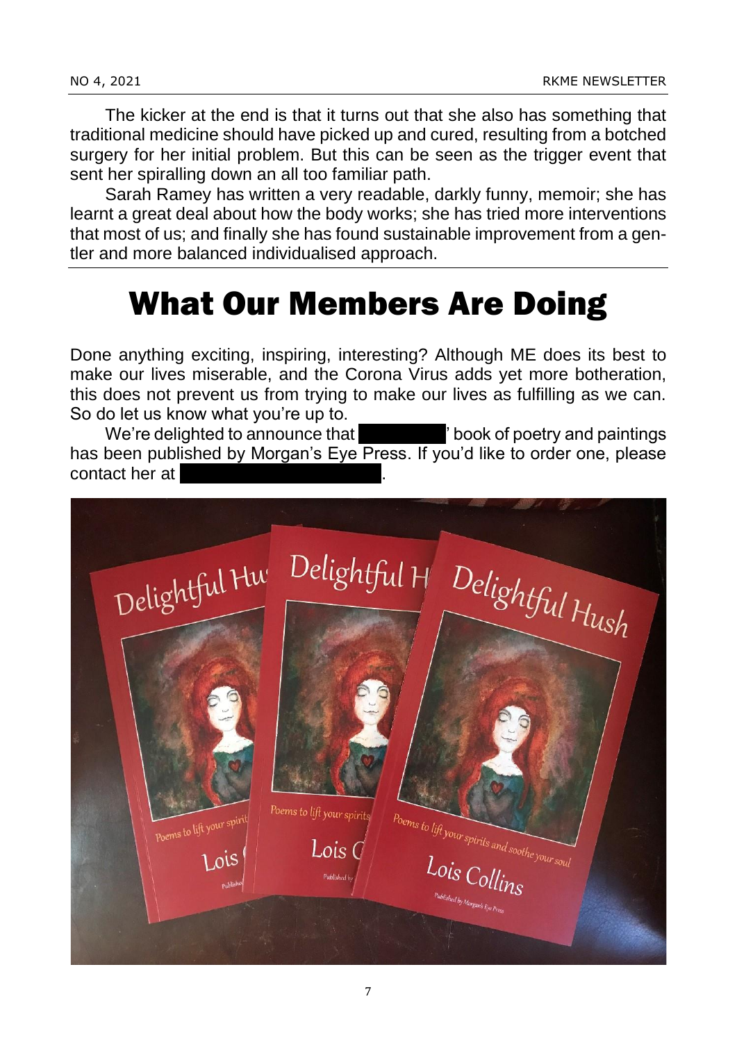The kicker at the end is that it turns out that she also has something that traditional medicine should have picked up and cured, resulting from a botched surgery for her initial problem. But this can be seen as the trigger event that sent her spiralling down an all too familiar path.

Sarah Ramey has written a very readable, darkly funny, memoir; she has learnt a great deal about how the body works; she has tried more interventions that most of us; and finally she has found sustainable improvement from a gentler and more balanced individualised approach.

# What Our Members Are Doing

Done anything exciting, inspiring, interesting? Although ME does its best to make our lives miserable, and the Corona Virus adds yet more botheration, this does not prevent us from trying to make our lives as fulfilling as we can. So do let us know what you're up to.

We're delighted to announce that ███████' book of poetry and paintings has been published by Morgan's Eye Press. If you'd like to order one, please contact her at ███████████████.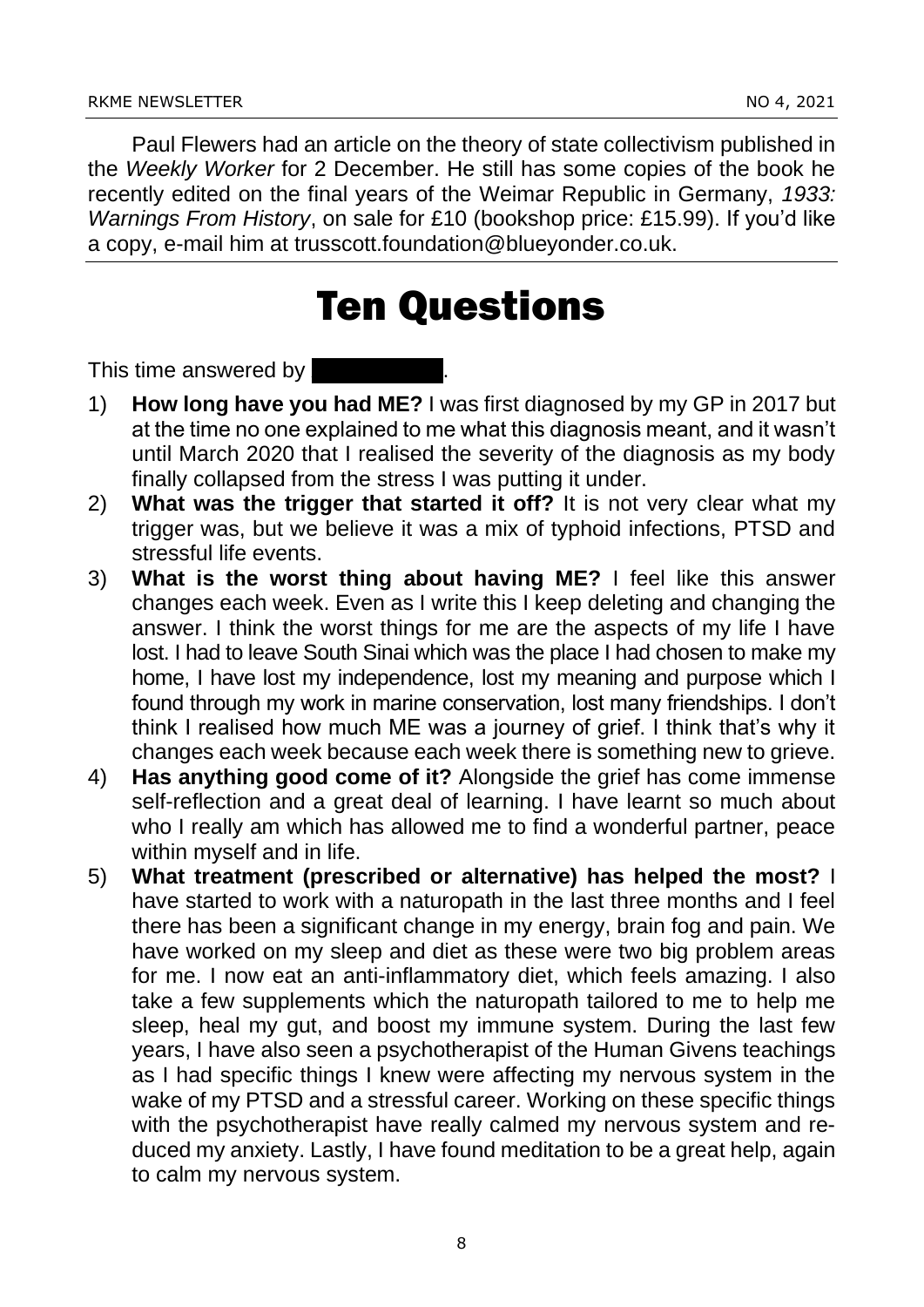Paul Flewers had an article on the theory of state collectivism published in the *Weekly Worker* for 2 December. He still has some copies of the book he recently edited on the final years of the Weimar Republic in Germany, *1933: Warnings From History*, on sale for £10 (bookshop price: £15.99). If you'd like a copy, e-mail him at trusscott.foundation@blueyonder.co.uk.

# Ten Questions

This time answered by ██████.

1) **How long have you had ME?** I was first diagnosed by my GP in 2017 but at the time no one explained to me what this diagnosis meant, and it wasn't until March 2020 that I realised the severity of the diagnosis as my body finally collapsed from the stress I was putting it under.
2) **What was the trigger that started it off?** It is not very clear what my trigger was, but we believe it was a mix of typhoid infections, PTSD and stressful life events.
3) **What is the worst thing about having ME?** I feel like this answer changes each week. Even as I write this I keep deleting and changing the answer. I think the worst things for me are the aspects of my life I have lost. I had to leave South Sinai which was the place I had chosen to make my home, I have lost my independence, lost my meaning and purpose which I found through my work in marine conservation, lost many friendships. I don't think I realised how much ME was a journey of grief. I think that's why it changes each week because each week there is something new to grieve.
4) **Has anything good come of it?** Alongside the grief has come immense self-reflection and a great deal of learning. I have learnt so much about who I really am which has allowed me to find a wonderful partner, peace within myself and in life.
5) **What treatment (prescribed or alternative) has helped the most?** I have started to work with a naturopath in the last three months and I feel there has been a significant change in my energy, brain fog and pain. We have worked on my sleep and diet as these were two big problem areas for me. I now eat an anti-inflammatory diet, which feels amazing. I also take a few supplements which the naturopath tailored to me to help me sleep, heal my gut, and boost my immune system. During the last few years, I have also seen a psychotherapist of the Human Givens teachings as I had specific things I knew were affecting my nervous system in the wake of my PTSD and a stressful career. Working on these specific things with the psychotherapist have really calmed my nervous system and reduced my anxiety. Lastly, I have found meditation to be a great help, again to calm my nervous system.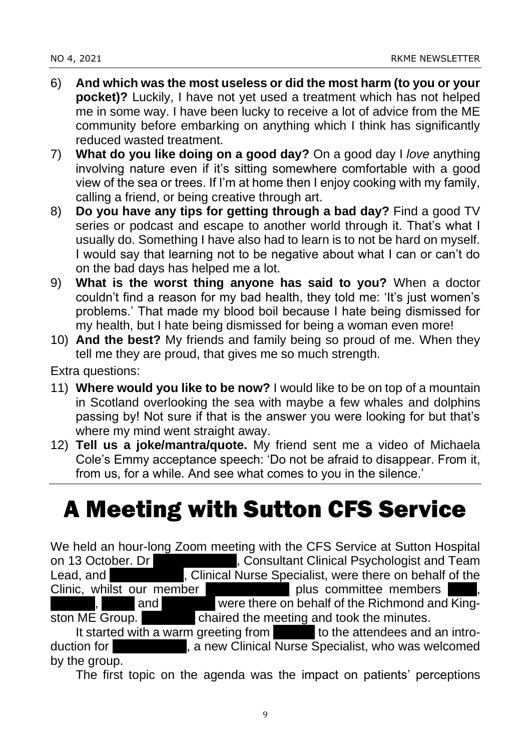6) **And which was the most useless or did the most harm (to you or your pocket)?** Luckily, I have not yet used a treatment which has not helped me in some way. I have been lucky to receive a lot of advice from the ME community before embarking on anything which I think has significantly reduced wasted treatment.
7) **What do you like doing on a good day?** On a good day I *love* anything involving nature even if it's sitting somewhere comfortable with a good view of the sea or trees. If I'm at home then I enjoy cooking with my family, calling a friend, or being creative through art.
8) **Do you have any tips for getting through a bad day?** Find a good TV series or podcast and escape to another world through it. That's what I usually do. Something I have also had to learn is to not be hard on myself. I would say that learning not to be negative about what I can or can't do on the bad days has helped me a lot.
9) **What is the worst thing anyone has said to you?** When a doctor couldn't find a reason for my bad health, they told me: 'It's just women's problems.' That made my blood boil because I hate being dismissed for my health, but I hate being dismissed for being a woman even more!
10) **And the best?** My friends and family being so proud of me. When they tell me they are proud, that gives me so much strength.

Extra questions:

11) **Where would you like to be now?** I would like to be on top of a mountain in Scotland overlooking the sea with maybe a few whales and dolphins passing by! Not sure if that is the answer you were looking for but that's where my mind went straight away.
12) **Tell us a joke/mantra/quote.** My friend sent me a video of Michaela Cole's Emmy acceptance speech: 'Do not be afraid to disappear. From it, from us, for a while. And see what comes to you in the silence.'

# A Meeting with Sutton CFS Service

We held an hour-long Zoom meeting with the CFS Service at Sutton Hospital on 13 October. Dr [redacted], Consultant Clinical Psychologist and Team Lead, and [redacted], Clinical Nurse Specialist, were there on behalf of the Clinic, whilst our member [redacted] plus committee members [redacted], [redacted], [redacted] and [redacted] were there on behalf of the Richmond and Kingston ME Group. [redacted] chaired the meeting and took the minutes.

It started with a warm greeting from [redacted] to the attendees and an introduction for [redacted], a new Clinical Nurse Specialist, who was welcomed by the group.

The first topic on the agenda was the impact on patients' perceptions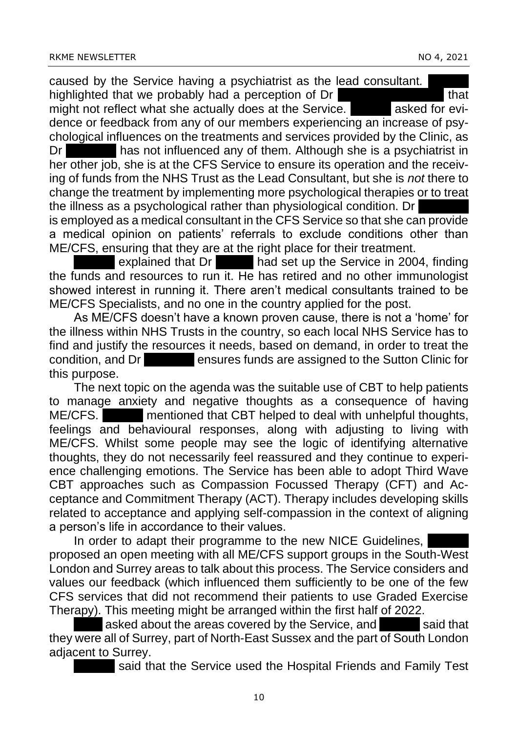caused by the Service having a psychiatrist as the lead consultant. highlighted that we probably had a perception of Dr that might not reflect what she actually does at the Service. asked for evidence or feedback from any of our members experiencing an increase of psychological influences on the treatments and services provided by the Clinic, as Dr has not influenced any of them. Although she is a psychiatrist in her other job, she is at the CFS Service to ensure its operation and the receiving of funds from the NHS Trust as the Lead Consultant, but she is *not* there to change the treatment by implementing more psychological therapies or to treat the illness as a psychological rather than physiological condition. Dr is employed as a medical consultant in the CFS Service so that she can provide a medical opinion on patients' referrals to exclude conditions other than ME/CFS, ensuring that they are at the right place for their treatment.

explained that Dr had set up the Service in 2004, finding the funds and resources to run it. He has retired and no other immunologist showed interest in running it. There aren't medical consultants trained to be ME/CFS Specialists, and no one in the country applied for the post.

As ME/CFS doesn't have a known proven cause, there is not a 'home' for the illness within NHS Trusts in the country, so each local NHS Service has to find and justify the resources it needs, based on demand, in order to treat the condition, and Dr ensures funds are assigned to the Sutton Clinic for this purpose.

The next topic on the agenda was the suitable use of CBT to help patients to manage anxiety and negative thoughts as a consequence of having ME/CFS. mentioned that CBT helped to deal with unhelpful thoughts, feelings and behavioural responses, along with adjusting to living with ME/CFS. Whilst some people may see the logic of identifying alternative thoughts, they do not necessarily feel reassured and they continue to experience challenging emotions. The Service has been able to adopt Third Wave CBT approaches such as Compassion Focussed Therapy (CFT) and Acceptance and Commitment Therapy (ACT). Therapy includes developing skills related to acceptance and applying self-compassion in the context of aligning a person's life in accordance to their values.

In order to adapt their programme to the new NICE Guidelines, proposed an open meeting with all ME/CFS support groups in the South-West London and Surrey areas to talk about this process. The Service considers and values our feedback (which influenced them sufficiently to be one of the few CFS services that did not recommend their patients to use Graded Exercise Therapy). This meeting might be arranged within the first half of 2022.

asked about the areas covered by the Service, and said that they were all of Surrey, part of North-East Sussex and the part of South London adjacent to Surrey.

said that the Service used the Hospital Friends and Family Test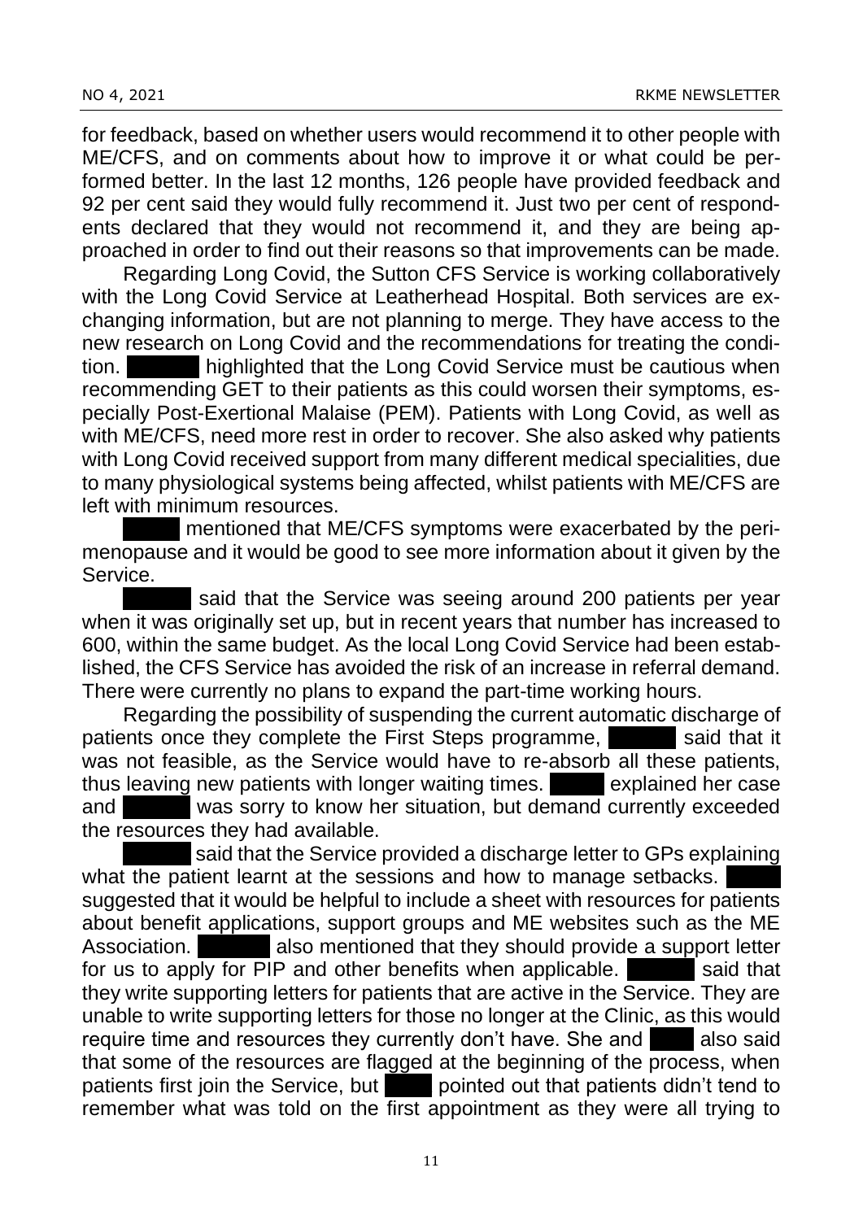for feedback, based on whether users would recommend it to other people with ME/CFS, and on comments about how to improve it or what could be performed better. In the last 12 months, 126 people have provided feedback and 92 per cent said they would fully recommend it. Just two per cent of respondents declared that they would not recommend it, and they are being approached in order to find out their reasons so that improvements can be made.

Regarding Long Covid, the Sutton CFS Service is working collaboratively with the Long Covid Service at Leatherhead Hospital. Both services are exchanging information, but are not planning to merge. They have access to the new research on Long Covid and the recommendations for treating the condition. ██████ highlighted that the Long Covid Service must be cautious when recommending GET to their patients as this could worsen their symptoms, especially Post-Exertional Malaise (PEM). Patients with Long Covid, as well as with ME/CFS, need more rest in order to recover. She also asked why patients with Long Covid received support from many different medical specialities, due to many physiological systems being affected, whilst patients with ME/CFS are left with minimum resources.

█████ mentioned that ME/CFS symptoms were exacerbated by the perimenopause and it would be good to see more information about it given by the Service.

██████ said that the Service was seeing around 200 patients per year when it was originally set up, but in recent years that number has increased to 600, within the same budget. As the local Long Covid Service had been established, the CFS Service has avoided the risk of an increase in referral demand. There were currently no plans to expand the part-time working hours.

Regarding the possibility of suspending the current automatic discharge of patients once they complete the First Steps programme, ██████ said that it was not feasible, as the Service would have to re-absorb all these patients, thus leaving new patients with longer waiting times. █████ explained her case and ██████ was sorry to know her situation, but demand currently exceeded the resources they had available.

██████ said that the Service provided a discharge letter to GPs explaining what the patient learnt at the sessions and how to manage setbacks. █████ suggested that it would be helpful to include a sheet with resources for patients about benefit applications, support groups and ME websites such as the ME Association. ██████ also mentioned that they should provide a support letter for us to apply for PIP and other benefits when applicable. ██████ said that they write supporting letters for patients that are active in the Service. They are unable to write supporting letters for those no longer at the Clinic, as this would require time and resources they currently don't have. She and ████ also said that some of the resources are flagged at the beginning of the process, when patients first join the Service, but ████ pointed out that patients didn't tend to remember what was told on the first appointment as they were all trying to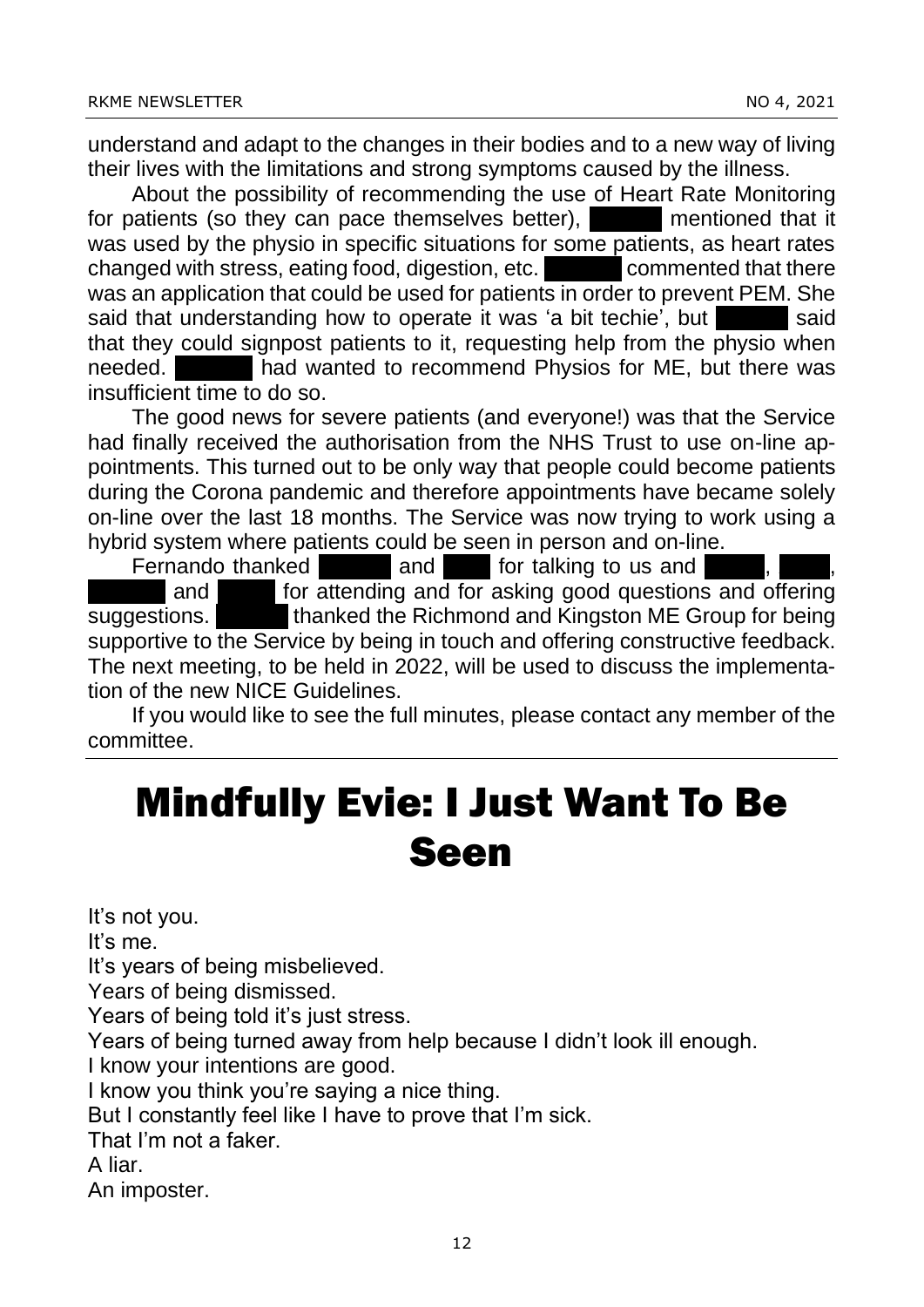understand and adapt to the changes in their bodies and to a new way of living their lives with the limitations and strong symptoms caused by the illness.

About the possibility of recommending the use of Heart Rate Monitoring for patients (so they can pace themselves better), ██████ mentioned that it was used by the physio in specific situations for some patients, as heart rates changed with stress, eating food, digestion, etc. ██████ commented that there was an application that could be used for patients in order to prevent PEM. She said that understanding how to operate it was 'a bit techie', but ██████ said that they could signpost patients to it, requesting help from the physio when needed. ██████ had wanted to recommend Physios for ME, but there was insufficient time to do so.

The good news for severe patients (and everyone!) was that the Service had finally received the authorisation from the NHS Trust to use on-line appointments. This turned out to be only way that people could become patients during the Corona pandemic and therefore appointments have became solely on-line over the last 18 months. The Service was now trying to work using a hybrid system where patients could be seen in person and on-line.

Fernando thanked █████ and ████ for talking to us and █████, ████, ██████ and █████ for attending and for asking good questions and offering suggestions. ██████ thanked the Richmond and Kingston ME Group for being supportive to the Service by being in touch and offering constructive feedback. The next meeting, to be held in 2022, will be used to discuss the implementation of the new NICE Guidelines.

If you would like to see the full minutes, please contact any member of the committee.

# Mindfully Evie: I Just Want To Be Seen

It's not you.
It's me.
It's years of being misbelieved.
Years of being dismissed.
Years of being told it's just stress.
Years of being turned away from help because I didn't look ill enough.
I know your intentions are good.
I know you think you're saying a nice thing.
But I constantly feel like I have to prove that I'm sick.
That I'm not a faker.
A liar.
An imposter.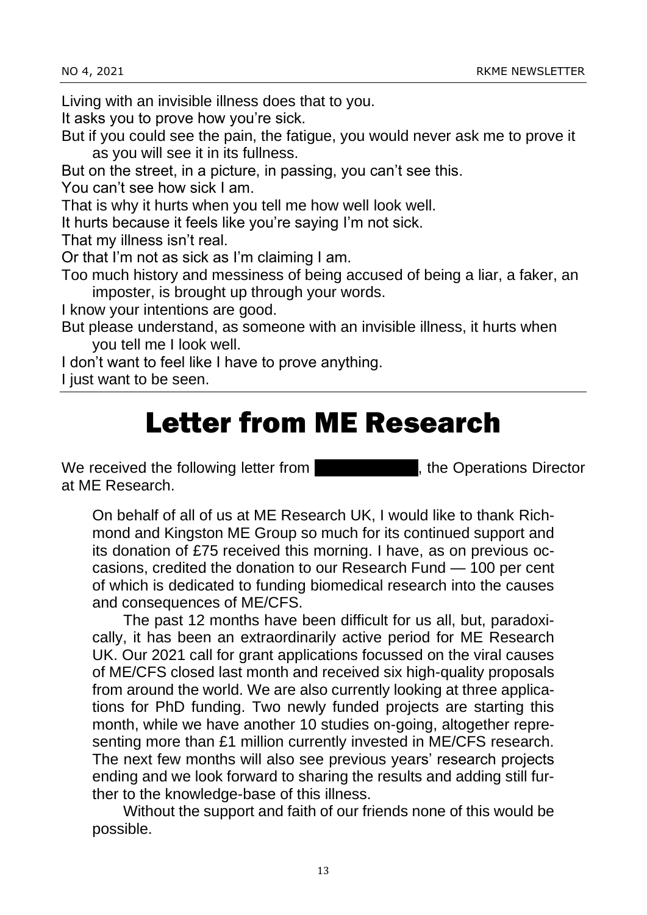Living with an invisible illness does that to you.

It asks you to prove how you're sick.

But if you could see the pain, the fatigue, you would never ask me to prove it as you will see it in its fullness.

But on the street, in a picture, in passing, you can't see this.

You can't see how sick I am.

That is why it hurts when you tell me how well look well.

It hurts because it feels like you're saying I'm not sick.

That my illness isn't real.

Or that I'm not as sick as I'm claiming I am.

Too much history and messiness of being accused of being a liar, a faker, an imposter, is brought up through your words.

I know your intentions are good.

But please understand, as someone with an invisible illness, it hurts when you tell me I look well.

I don't want to feel like I have to prove anything.

I just want to be seen.

# Letter from ME Research

We received the following letter from ██████████, the Operations Director at ME Research.

> On behalf of all of us at ME Research UK, I would like to thank Richmond and Kingston ME Group so much for its continued support and its donation of £75 received this morning. I have, as on previous occasions, credited the donation to our Research Fund — 100 per cent of which is dedicated to funding biomedical research into the causes and consequences of ME/CFS.
>
> The past 12 months have been difficult for us all, but, paradoxically, it has been an extraordinarily active period for ME Research UK. Our 2021 call for grant applications focussed on the viral causes of ME/CFS closed last month and received six high-quality proposals from around the world. We are also currently looking at three applications for PhD funding. Two newly funded projects are starting this month, while we have another 10 studies on-going, altogether representing more than £1 million currently invested in ME/CFS research. The next few months will also see previous years' research projects ending and we look forward to sharing the results and adding still further to the knowledge-base of this illness.
>
> Without the support and faith of our friends none of this would be possible.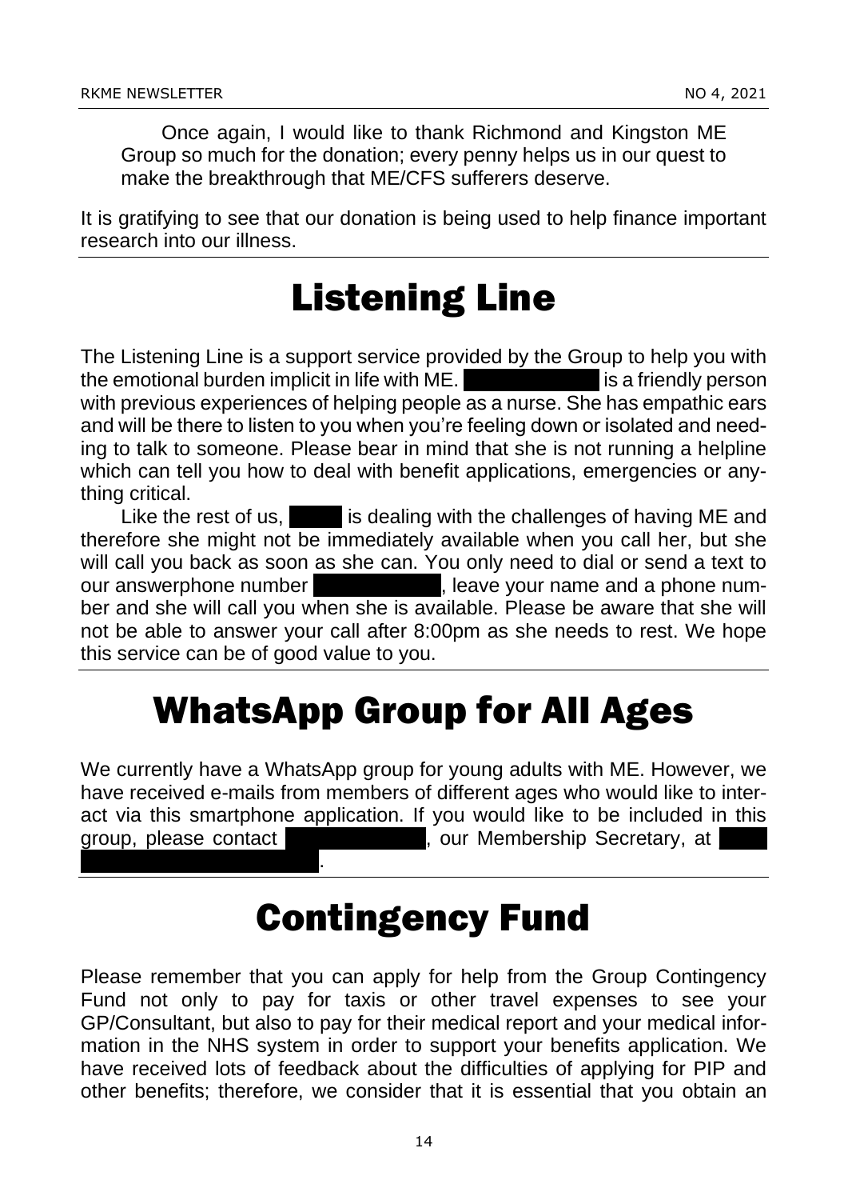Once again, I would like to thank Richmond and Kingston ME Group so much for the donation; every penny helps us in our quest to make the breakthrough that ME/CFS sufferers deserve.

It is gratifying to see that our donation is being used to help finance important research into our illness.

# Listening Line

The Listening Line is a support service provided by the Group to help you with the emotional burden implicit in life with ME. [REDACTED] is a friendly person with previous experiences of helping people as a nurse. She has empathic ears and will be there to listen to you when you're feeling down or isolated and needing to talk to someone. Please bear in mind that she is not running a helpline which can tell you how to deal with benefit applications, emergencies or anything critical.

Like the rest of us, [REDACTED] is dealing with the challenges of having ME and therefore she might not be immediately available when you call her, but she will call you back as soon as she can. You only need to dial or send a text to our answerphone number [REDACTED], leave your name and a phone number and she will call you when she is available. Please be aware that she will not be able to answer your call after 8:00pm as she needs to rest. We hope this service can be of good value to you.

# WhatsApp Group for All Ages

We currently have a WhatsApp group for young adults with ME. However, we have received e-mails from members of different ages who would like to interact via this smartphone application. If you would like to be included in this group, please contact [REDACTED], our Membership Secretary, at [REDACTED].

# Contingency Fund

Please remember that you can apply for help from the Group Contingency Fund not only to pay for taxis or other travel expenses to see your GP/Consultant, but also to pay for their medical report and your medical information in the NHS system in order to support your benefits application. We have received lots of feedback about the difficulties of applying for PIP and other benefits; therefore, we consider that it is essential that you obtain an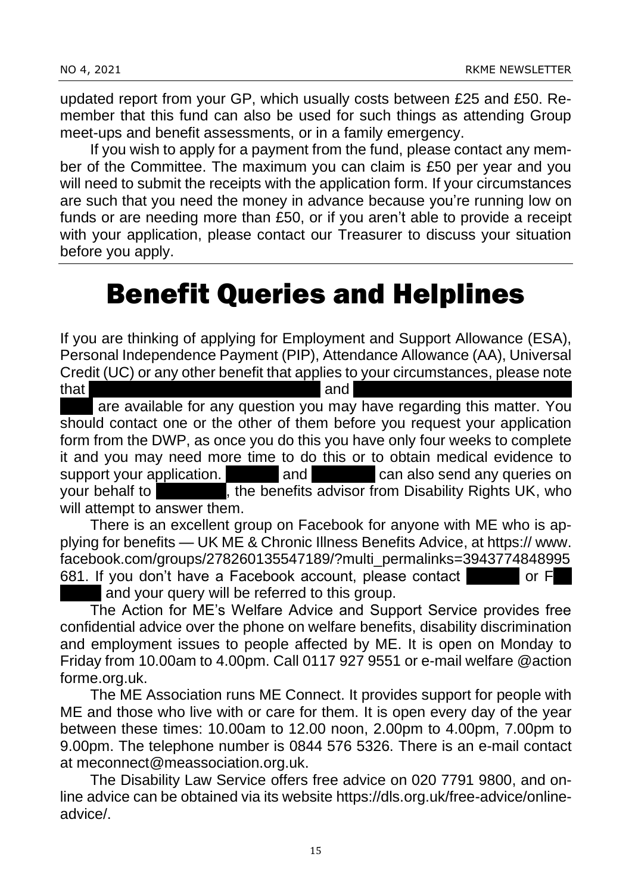updated report from your GP, which usually costs between £25 and £50. Remember that this fund can also be used for such things as attending Group meet-ups and benefit assessments, or in a family emergency.

If you wish to apply for a payment from the fund, please contact any member of the Committee. The maximum you can claim is £50 per year and you will need to submit the receipts with the application form. If your circumstances are such that you need the money in advance because you're running low on funds or are needing more than £50, or if you aren't able to provide a receipt with your application, please contact our Treasurer to discuss your situation before you apply.

# Benefit Queries and Helplines

If you are thinking of applying for Employment and Support Allowance (ESA), Personal Independence Payment (PIP), Attendance Allowance (AA), Universal Credit (UC) or any other benefit that applies to your circumstances, please note that and are available for any question you may have regarding this matter. You should contact one or the other of them before you request your application form from the DWP, as once you do this you have only four weeks to complete it and you may need more time to do this or to obtain medical evidence to support your application. and can also send any queries on your behalf to , the benefits advisor from Disability Rights UK, who will attempt to answer them.

There is an excellent group on Facebook for anyone with ME who is applying for benefits — UK ME & Chronic Illness Benefits Advice, at https:// www. facebook.com/groups/278260135547189/?multi_permalinks=3943774848995681. If you don't have a Facebook account, please contact or F and your query will be referred to this group.

The Action for ME's Welfare Advice and Support Service provides free confidential advice over the phone on welfare benefits, disability discrimination and employment issues to people affected by ME. It is open on Monday to Friday from 10.00am to 4.00pm. Call 0117 927 9551 or e-mail welfare @action forme.org.uk.

The ME Association runs ME Connect. It provides support for people with ME and those who live with or care for them. It is open every day of the year between these times: 10.00am to 12.00 noon, 2.00pm to 4.00pm, 7.00pm to 9.00pm. The telephone number is 0844 576 5326. There is an e-mail contact at meconnect@meassociation.org.uk.

The Disability Law Service offers free advice on 020 7791 9800, and online advice can be obtained via its website https://dls.org.uk/free-advice/online-advice/.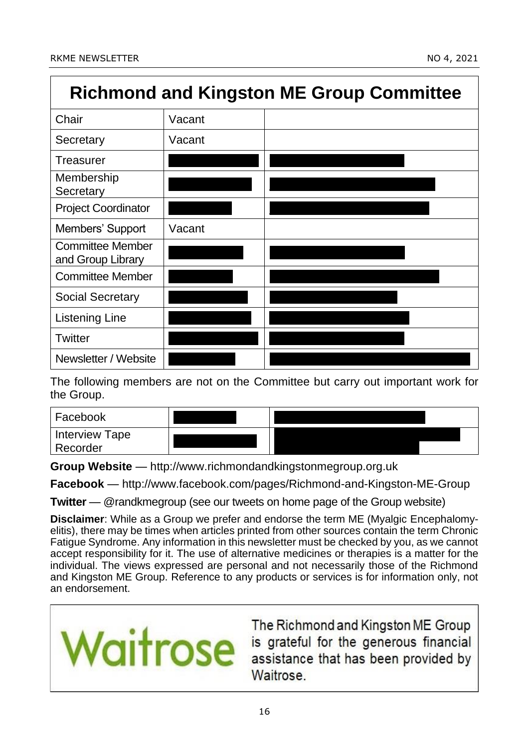# Richmond and Kingston ME Group Committee

| | | |
|---|---|---|
| Chair | Vacant | |
| Secretary | Vacant | |
| Treasurer | | |
| Membership Secretary | | |
| Project Coordinator | | |
| Members' Support | Vacant | |
| Committee Member and Group Library | | |
| Committee Member | | |
| Social Secretary | | |
| Listening Line | | |
| Twitter | | |
| Newsletter / Website | | |

The following members are not on the Committee but carry out important work for the Group.

| | | |
|---|---|---|
| Facebook | | |
| Interview Tape Recorder | | |

**Group Website** — http://www.richmondandkingstonmegroup.org.uk

**Facebook** — http://www.facebook.com/pages/Richmond-and-Kingston-ME-Group

**Twitter** — @randkmegroup (see our tweets on home page of the Group website)

**Disclaimer**: While as a Group we prefer and endorse the term ME (Myalgic Encephalomyelitis), there may be times when articles printed from other sources contain the term Chronic Fatigue Syndrome. Any information in this newsletter must be checked by you, as we cannot accept responsibility for it. The use of alternative medicines or therapies is a matter for the individual. The views expressed are personal and not necessarily those of the Richmond and Kingston ME Group. Reference to any products or services is for information only, not an endorsement.

Waitrose

The Richmond and Kingston ME Group is grateful for the generous financial assistance that has been provided by Waitrose.